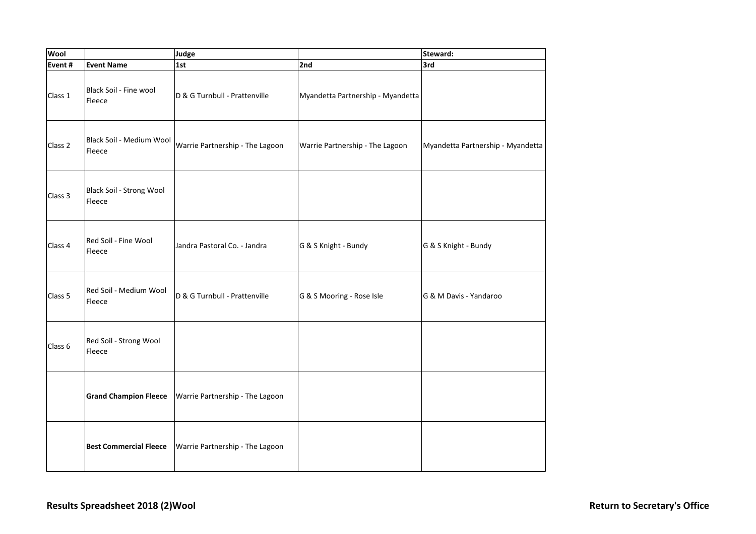| Wool | | Judge | | Steward: |
| --- | --- | --- | --- | --- |
| Event # | Event Name | 1st | 2nd | 3rd |
| Class 1 | Black Soil - Fine wool Fleece | D & G Turnbull - Prattenville | Myandetta Partnership - Myandetta | |
| Class 2 | Black Soil - Medium Wool Fleece | Warrie Partnership - The Lagoon | Warrie Partnership - The Lagoon | Myandetta Partnership - Myandetta |
| Class 3 | Black Soil - Strong Wool Fleece | | | |
| Class 4 | Red Soil - Fine Wool Fleece | Jandra Pastoral Co. - Jandra | G & S Knight - Bundy | G & S Knight - Bundy |
| Class 5 | Red Soil - Medium Wool Fleece | D & G Turnbull - Prattenville | G & S Mooring - Rose Isle | G & M Davis - Yandaroo |
| Class 6 | Red Soil - Strong Wool Fleece | | | |
| | **Grand Champion Fleece** | Warrie Partnership - The Lagoon | | |
| | **Best Commercial Fleece** | Warrie Partnership - The Lagoon | | |

**Results Spreadsheet 2018 (2)Wool**

**Return to Secretary's Office**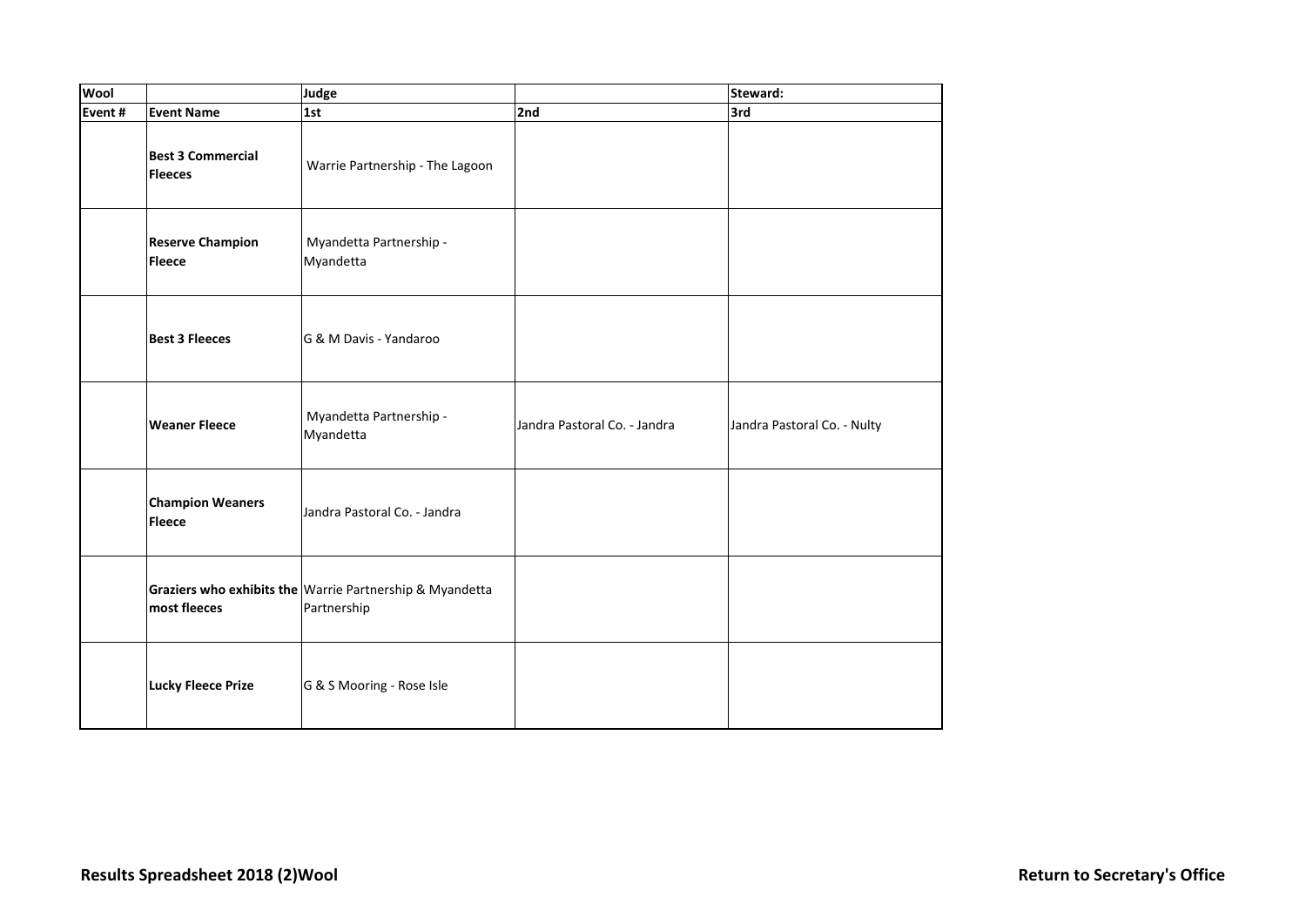| Wool | | Judge | | Steward: |
|---|---|---|---|---|
| Event # | Event Name | 1st | 2nd | 3rd |
| | **Best 3 Commercial Fleeces** | Warrie Partnership - The Lagoon | | |
| | **Reserve Champion Fleece** | Myandetta Partnership - Myandetta | | |
| | **Best 3 Fleeces** | G & M Davis - Yandaroo | | |
| | **Weaner Fleece** | Myandetta Partnership - Myandetta | Jandra Pastoral Co. - Jandra | Jandra Pastoral Co. - Nulty |
| | **Champion Weaners Fleece** | Jandra Pastoral Co. - Jandra | | |
| | **Graziers who exhibits the most fleeces** | Warrie Partnership & Myandetta Partnership | | |
| | **Lucky Fleece Prize** | G & S Mooring - Rose Isle | | |

**Results Spreadsheet 2018 (2)Wool** **Return to Secretary's Office**